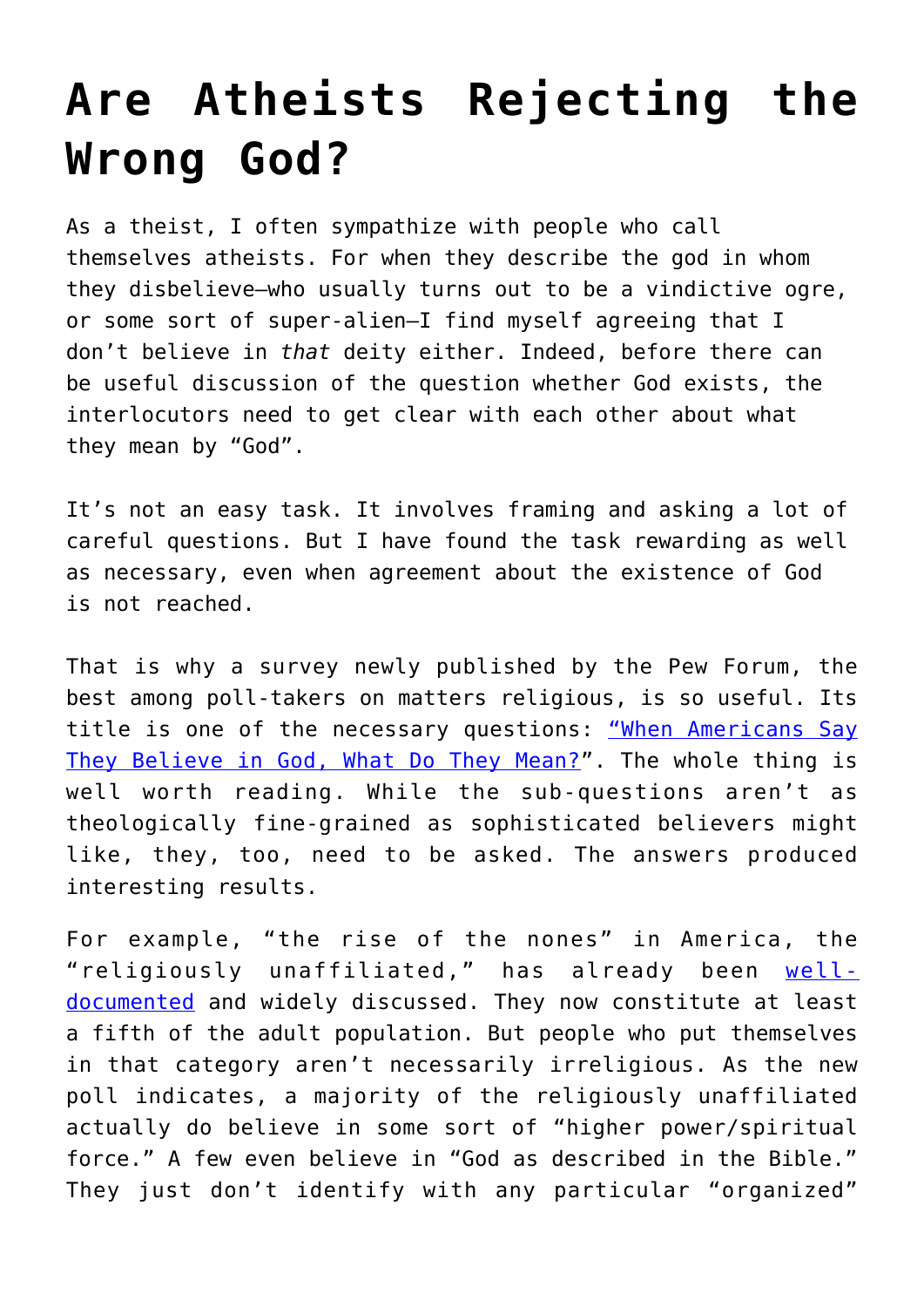# Are Atheists Rejecting the Wrong God?

As a theist, I often sympathize with people who call themselves atheists. For when they describe the god in whom they disbelieve—who usually turns out to be a vindictive ogre, or some sort of super-alien—I find myself agreeing that I don't believe in *that* deity either. Indeed, before there can be useful discussion of the question whether God exists, the interlocutors need to get clear with each other about what they mean by "God".

It's not an easy task. It involves framing and asking a lot of careful questions. But I have found the task rewarding as well as necessary, even when agreement about the existence of God is not reached.

That is why a survey newly published by the Pew Forum, the best among poll-takers on matters religious, is so useful. Its title is one of the necessary questions: "When Americans Say They Believe in God, What Do They Mean?". The whole thing is well worth reading. While the sub-questions aren't as theologically fine-grained as sophisticated believers might like, they, too, need to be asked. The answers produced interesting results.

For example, "the rise of the nones" in America, the "religiously unaffiliated," has already been well-documented and widely discussed. They now constitute at least a fifth of the adult population. But people who put themselves in that category aren't necessarily irreligious. As the new poll indicates, a majority of the religiously unaffiliated actually do believe in some sort of "higher power/spiritual force." A few even believe in "God as described in the Bible." They just don't identify with any particular "organized"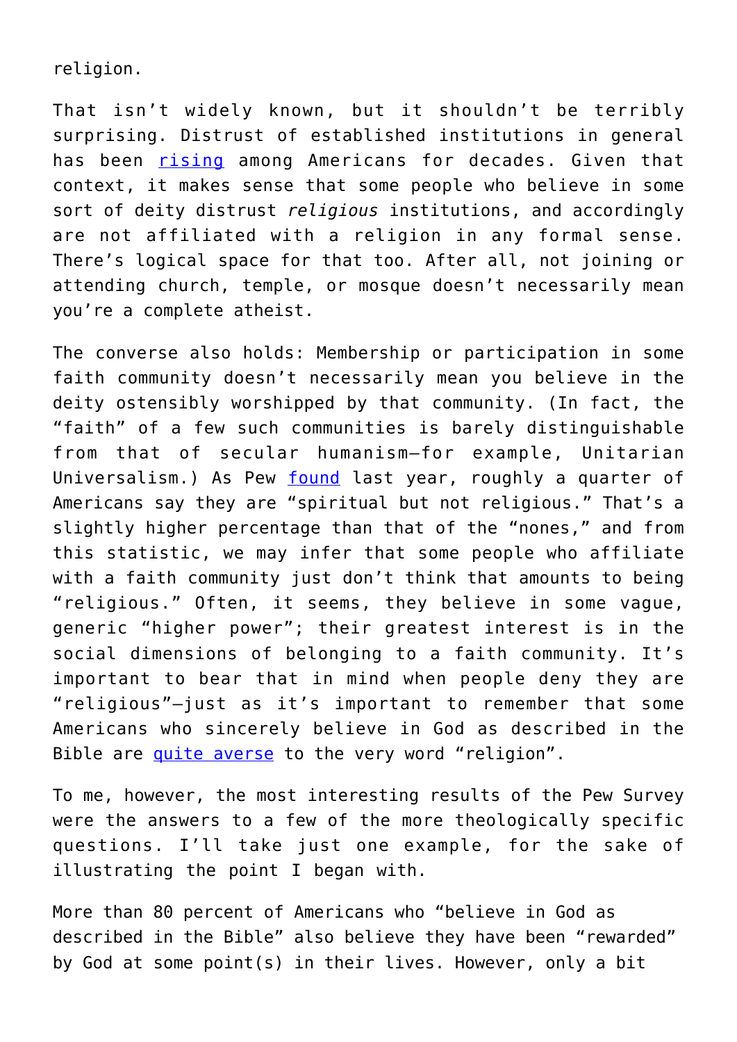religion.

That isn't widely known, but it shouldn't be terribly surprising. Distrust of established institutions in general has been [rising]() among Americans for decades. Given that context, it makes sense that some people who believe in some sort of deity distrust *religious* institutions, and accordingly are not affiliated with a religion in any formal sense. There's logical space for that too. After all, not joining or attending church, temple, or mosque doesn't necessarily mean you're a complete atheist.

The converse also holds: Membership or participation in some faith community doesn't necessarily mean you believe in the deity ostensibly worshipped by that community. (In fact, the "faith" of a few such communities is barely distinguishable from that of secular humanism—for example, Unitarian Universalism.) As Pew [found]() last year, roughly a quarter of Americans say they are "spiritual but not religious." That's a slightly higher percentage than that of the "nones," and from this statistic, we may infer that some people who affiliate with a faith community just don't think that amounts to being "religious." Often, it seems, they believe in some vague, generic "higher power"; their greatest interest is in the social dimensions of belonging to a faith community. It's important to bear that in mind when people deny they are "religious"—just as it's important to remember that some Americans who sincerely believe in God as described in the Bible are [quite averse]() to the very word "religion".

To me, however, the most interesting results of the Pew Survey were the answers to a few of the more theologically specific questions. I'll take just one example, for the sake of illustrating the point I began with.

More than 80 percent of Americans who "believe in God as described in the Bible" also believe they have been "rewarded" by God at some point(s) in their lives. However, only a bit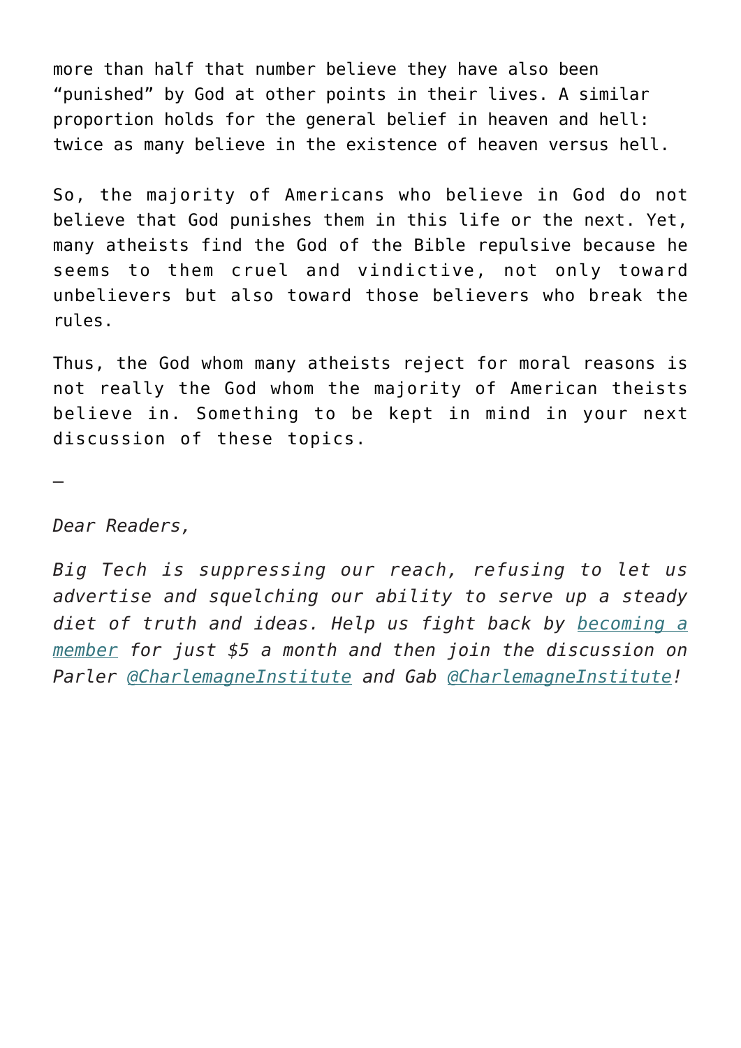more than half that number believe they have also been "punished" by God at other points in their lives. A similar proportion holds for the general belief in heaven and hell: twice as many believe in the existence of heaven versus hell.

So, the majority of Americans who believe in God do not believe that God punishes them in this life or the next. Yet, many atheists find the God of the Bible repulsive because he seems to them cruel and vindictive, not only toward unbelievers but also toward those believers who break the rules.

Thus, the God whom many atheists reject for moral reasons is not really the God whom the majority of American theists believe in. Something to be kept in mind in your next discussion of these topics.

—

*Dear Readers,*

*Big Tech is suppressing our reach, refusing to let us advertise and squelching our ability to serve up a steady diet of truth and ideas. Help us fight back by [becoming a member] for just $5 a month and then join the discussion on Parler [@CharlemagneInstitute] and Gab [@CharlemagneInstitute]!*